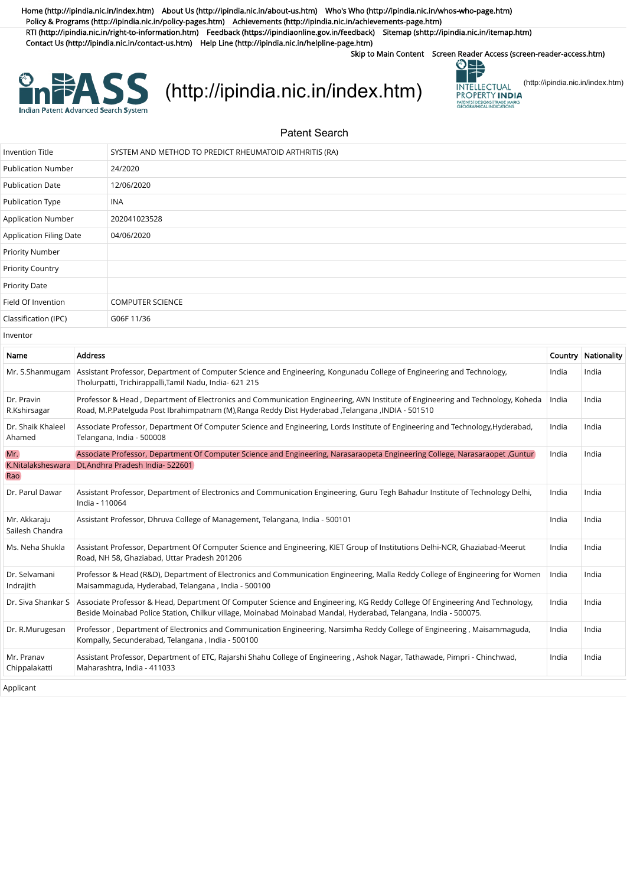Home (http://ipindia.nic.in/index.htm) About Us (http://ipindia.nic.in/about-us.htm) Who's Who (http://ipindia.nic.in/whos-who-page.htm) Policy & Programs (http://ipindia.nic.in/policy-pages.htm) Achievements (http://ipindia.nic.in/achievements-page.htm) RTI (http://ipindia.nic.in/right-to-information.htm) Feedback (https://ipindiaonline.gov.in/feedback) Sitemap (shttp://ipindia.nic.in/itemap.htm) Contact Us (http://ipindia.nic.in/contact-us.htm) Help Line (http://ipindia.nic.in/helpline-page.htm)

Skip to Main Content Screen Reader Access (screen-reader-access.htm)

InPASS Indian Patent Advanced Search System (http://ipindia.nic.in/index.htm)

INTELLECTUAL PROPERTY INDIA PATENTS | DESIGNS | TRADE MARKS GEOGRAPHICAL INDICATIONS (http://ipindia.nic.in/index.htm)

## Patent Search

| | |
|---|---|
| Invention Title | SYSTEM AND METHOD TO PREDICT RHEUMATOID ARTHRITIS (RA) |
| Publication Number | 24/2020 |
| Publication Date | 12/06/2020 |
| Publication Type | INA |
| Application Number | 202041023528 |
| Application Filing Date | 04/06/2020 |
| Priority Number | |
| Priority Country | |
| Priority Date | |
| Field Of Invention | COMPUTER SCIENCE |
| Classification (IPC) | G06F 11/36 |

Inventor

| Name | Address | Country | Nationality |
|---|---|---|---|
| Mr. S.Shanmugam | Assistant Professor, Department of Computer Science and Engineering, Kongunadu College of Engineering and Technology, Tholurpatti, Trichirappalli,Tamil Nadu, India- 621 215 | India | India |
| Dr. Pravin R.Kshirsagar | Professor & Head , Department of Electronics and Communication Engineering, AVN Institute of Engineering and Technology, Koheda Road, M.P.Patelguda Post Ibrahimpatnam (M),Ranga Reddy Dist Hyderabad ,Telangana ,INDIA - 501510 | India | India |
| Dr. Shaik Khaleel Ahamed | Associate Professor, Department Of Computer Science and Engineering, Lords Institute of Engineering and Technology,Hyderabad, Telangana, India - 500008 | India | India |
| Mr. K.Nitalaksheswara Rao | Associate Professor, Department Of Computer Science and Engineering, Narasaraopeta Engineering College, Narasaraopet ,Guntur Dt,Andhra Pradesh India- 522601 | India | India |
| Dr. Parul Dawar | Assistant Professor, Department of Electronics and Communication Engineering, Guru Tegh Bahadur Institute of Technology Delhi, India - 110064 | India | India |
| Mr. Akkaraju Sailesh Chandra | Assistant Professor, Dhruva College of Management, Telangana, India - 500101 | India | India |
| Ms. Neha Shukla | Assistant Professor, Department Of Computer Science and Engineering, KIET Group of Institutions Delhi-NCR, Ghaziabad-Meerut Road, NH 58, Ghaziabad, Uttar Pradesh 201206 | India | India |
| Dr. Selvamani Indrajith | Professor & Head (R&D), Department of Electronics and Communication Engineering, Malla Reddy College of Engineering for Women Maisammaguda, Hyderabad, Telangana , India - 500100 | India | India |
| Dr. Siva Shankar S | Associate Professor & Head, Department Of Computer Science and Engineering, KG Reddy College Of Engineering And Technology, Beside Moinabad Police Station, Chilkur village, Moinabad Moinabad Mandal, Hyderabad, Telangana, India - 500075. | India | India |
| Dr. R.Murugesan | Professor , Department of Electronics and Communication Engineering, Narsimha Reddy College of Engineering , Maisammaguda, Kompally, Secunderabad, Telangana , India - 500100 | India | India |
| Mr. Pranav Chippalakatti | Assistant Professor, Department of ETC, Rajarshi Shahu College of Engineering , Ashok Nagar, Tathawade, Pimpri - Chinchwad, Maharashtra, India - 411033 | India | India |

Applicant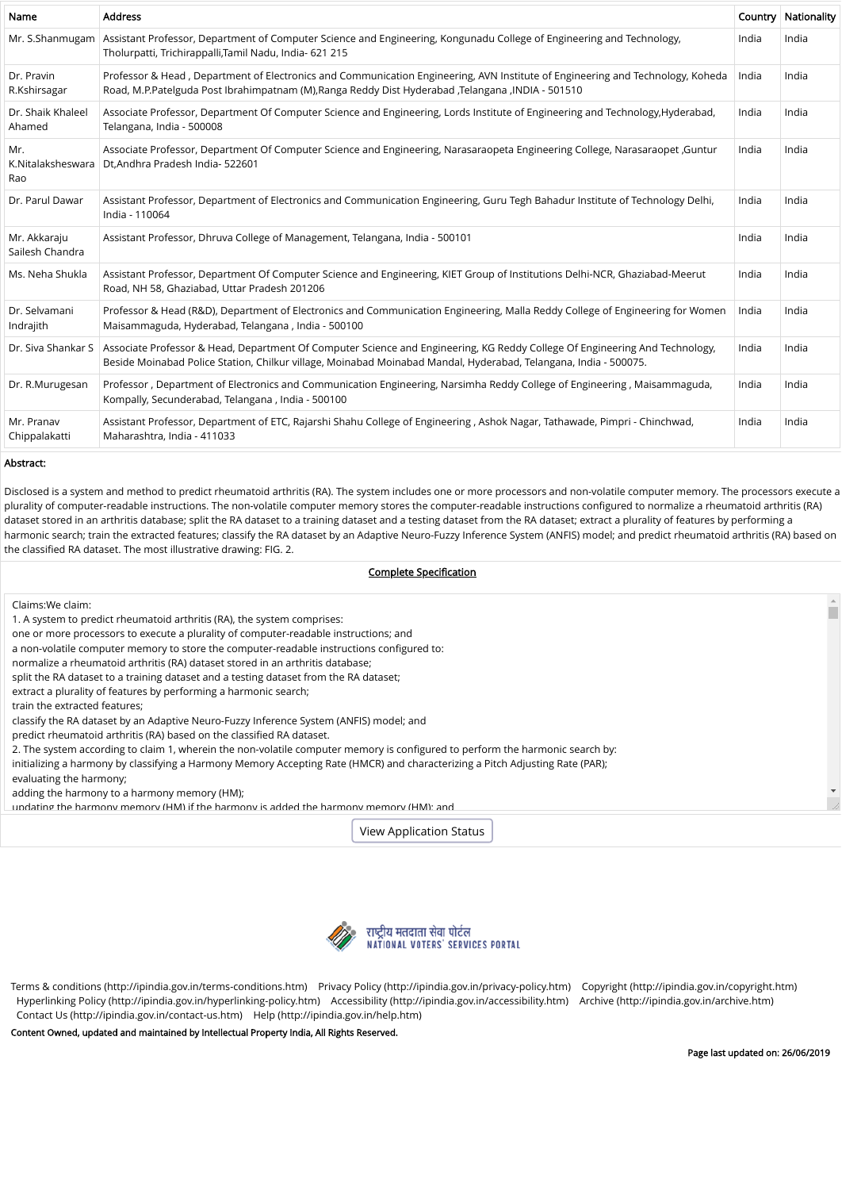| Name | Address | Country | Nationality |
|---|---|---|---|
| Mr. S.Shanmugam | Assistant Professor, Department of Computer Science and Engineering, Kongunadu College of Engineering and Technology, Tholurpatti, Trichirappalli,Tamil Nadu, India- 621 215 | India | India |
| Dr. Pravin R.Kshirsagar | Professor & Head , Department of Electronics and Communication Engineering, AVN Institute of Engineering and Technology, Koheda Road, M.P.Patelguda Post Ibrahimpatnam (M),Ranga Reddy Dist Hyderabad ,Telangana ,INDIA - 501510 | India | India |
| Dr. Shaik Khaleel Ahamed | Associate Professor, Department Of Computer Science and Engineering, Lords Institute of Engineering and Technology,Hyderabad, Telangana, India - 500008 | India | India |
| Mr. K.Nitalaksheswara Rao | Associate Professor, Department Of Computer Science and Engineering, Narasaraopeta Engineering College, Narasaraopet ,Guntur Dt,Andhra Pradesh India- 522601 | India | India |
| Dr. Parul Dawar | Assistant Professor, Department of Electronics and Communication Engineering, Guru Tegh Bahadur Institute of Technology Delhi, India - 110064 | India | India |
| Mr. Akkaraju Sailesh Chandra | Assistant Professor, Dhruva College of Management, Telangana, India - 500101 | India | India |
| Ms. Neha Shukla | Assistant Professor, Department Of Computer Science and Engineering, KIET Group of Institutions Delhi-NCR, Ghaziabad-Meerut Road, NH 58, Ghaziabad, Uttar Pradesh 201206 | India | India |
| Dr. Selvamani Indrajith | Professor & Head (R&D), Department of Electronics and Communication Engineering, Malla Reddy College of Engineering for Women Maisammaguda, Hyderabad, Telangana , India - 500100 | India | India |
| Dr. Siva Shankar S | Associate Professor & Head, Department Of Computer Science and Engineering, KG Reddy College Of Engineering And Technology, Beside Moinabad Police Station, Chilkur village, Moinabad Moinabad Mandal, Hyderabad, Telangana, India - 500075. | India | India |
| Dr. R.Murugesan | Professor , Department of Electronics and Communication Engineering, Narsimha Reddy College of Engineering , Maisammaguda, Kompally, Secunderabad, Telangana , India - 500100 | India | India |
| Mr. Pranav Chippalakatti | Assistant Professor, Department of ETC, Rajarshi Shahu College of Engineering , Ashok Nagar, Tathawade, Pimpri - Chinchwad, Maharashtra, India - 411033 | India | India |

**Abstract:**

Disclosed is a system and method to predict rheumatoid arthritis (RA). The system includes one or more processors and non-volatile computer memory. The processors execute a plurality of computer-readable instructions. The non-volatile computer memory stores the computer-readable instructions configured to normalize a rheumatoid arthritis (RA) dataset stored in an arthritis database; split the RA dataset to a training dataset and a testing dataset from the RA dataset; extract a plurality of features by performing a harmonic search; train the extracted features; classify the RA dataset by an Adaptive Neuro-Fuzzy Inference System (ANFIS) model; and predict rheumatoid arthritis (RA) based on the classified RA dataset. The most illustrative drawing: FIG. 2.

**Complete Specification**

Claims:We claim:
1. A system to predict rheumatoid arthritis (RA), the system comprises:
one or more processors to execute a plurality of computer-readable instructions; and
a non-volatile computer memory to store the computer-readable instructions configured to:
normalize a rheumatoid arthritis (RA) dataset stored in an arthritis database;
split the RA dataset to a training dataset and a testing dataset from the RA dataset;
extract a plurality of features by performing a harmonic search;
train the extracted features;
classify the RA dataset by an Adaptive Neuro-Fuzzy Inference System (ANFIS) model; and
predict rheumatoid arthritis (RA) based on the classified RA dataset.
2. The system according to claim 1, wherein the non-volatile computer memory is configured to perform the harmonic search by:
initializing a harmony by classifying a Harmony Memory Accepting Rate (HMCR) and characterizing a Pitch Adjusting Rate (PAR);
evaluating the harmony;
adding the harmony to a harmony memory (HM);
updating the harmony memory (HM) if the harmony is added the harmony memory (HM); and

View Application Status

राष्ट्रीय मतदाता सेवा पोर्टल
NATIONAL VOTERS' SERVICES PORTAL

Terms & conditions (http://ipindia.gov.in/terms-conditions.htm) Privacy Policy (http://ipindia.gov.in/privacy-policy.htm) Copyright (http://ipindia.gov.in/copyright.htm) Hyperlinking Policy (http://ipindia.gov.in/hyperlinking-policy.htm) Accessibility (http://ipindia.gov.in/accessibility.htm) Archive (http://ipindia.gov.in/archive.htm) Contact Us (http://ipindia.gov.in/contact-us.htm) Help (http://ipindia.gov.in/help.htm)

**Content Owned, updated and maintained by Intellectual Property India, All Rights Reserved.**

**Page last updated on: 26/06/2019**